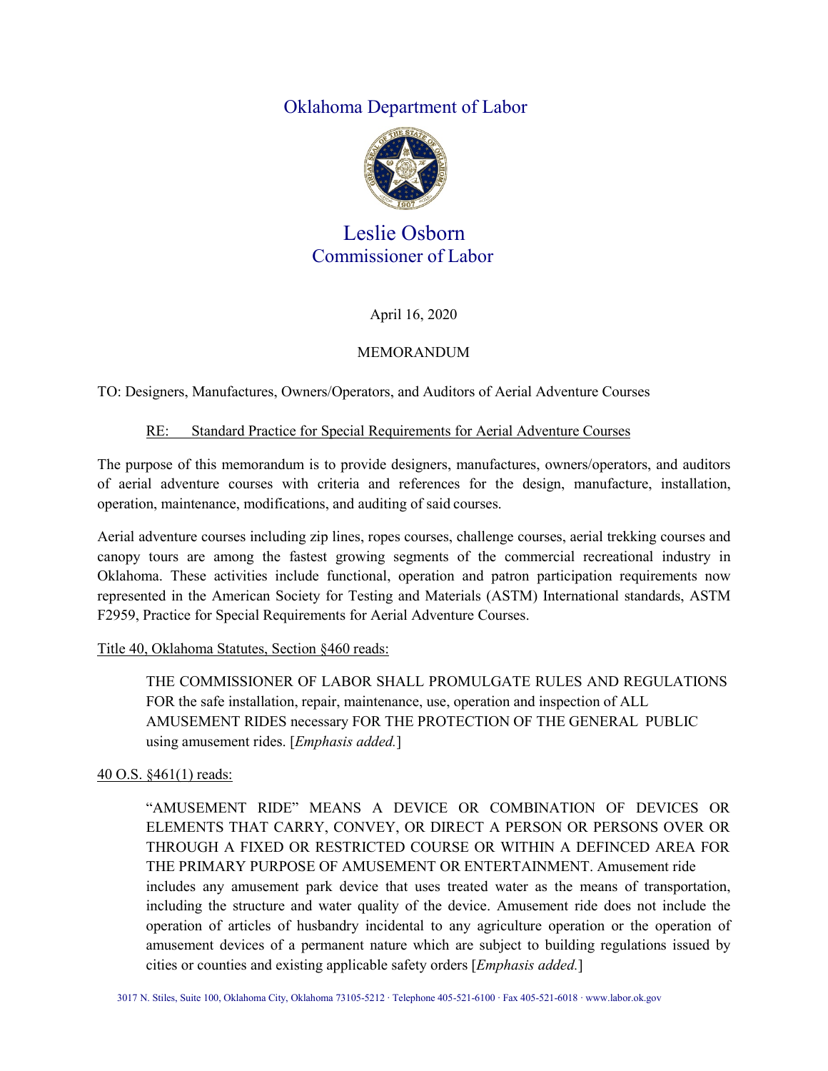# Oklahoma Department of Labor

## Leslie Osborn
### Commissioner of Labor

April 16, 2020

MEMORANDUM

TO: Designers, Manufactures, Owners/Operators, and Auditors of Aerial Adventure Courses

RE: Standard Practice for Special Requirements for Aerial Adventure Courses

The purpose of this memorandum is to provide designers, manufactures, owners/operators, and auditors of aerial adventure courses with criteria and references for the design, manufacture, installation, operation, maintenance, modifications, and auditing of said courses.

Aerial adventure courses including zip lines, ropes courses, challenge courses, aerial trekking courses and canopy tours are among the fastest growing segments of the commercial recreational industry in Oklahoma. These activities include functional, operation and patron participation requirements now represented in the American Society for Testing and Materials (ASTM) International standards, ASTM F2959, Practice for Special Requirements for Aerial Adventure Courses.

Title 40, Oklahoma Statutes, Section §460 reads:

> THE COMMISSIONER OF LABOR SHALL PROMULGATE RULES AND REGULATIONS FOR the safe installation, repair, maintenance, use, operation and inspection of ALL AMUSEMENT RIDES necessary FOR THE PROTECTION OF THE GENERAL PUBLIC using amusement rides. [*Emphasis added.*]

40 O.S. §461(1) reads:

> "AMUSEMENT RIDE" MEANS A DEVICE OR COMBINATION OF DEVICES OR ELEMENTS THAT CARRY, CONVEY, OR DIRECT A PERSON OR PERSONS OVER OR THROUGH A FIXED OR RESTRICTED COURSE OR WITHIN A DEFINCED AREA FOR THE PRIMARY PURPOSE OF AMUSEMENT OR ENTERTAINMENT. Amusement ride includes any amusement park device that uses treated water as the means of transportation, including the structure and water quality of the device. Amusement ride does not include the operation of articles of husbandry incidental to any agriculture operation or the operation of amusement devices of a permanent nature which are subject to building regulations issued by cities or counties and existing applicable safety orders [*Emphasis added.*]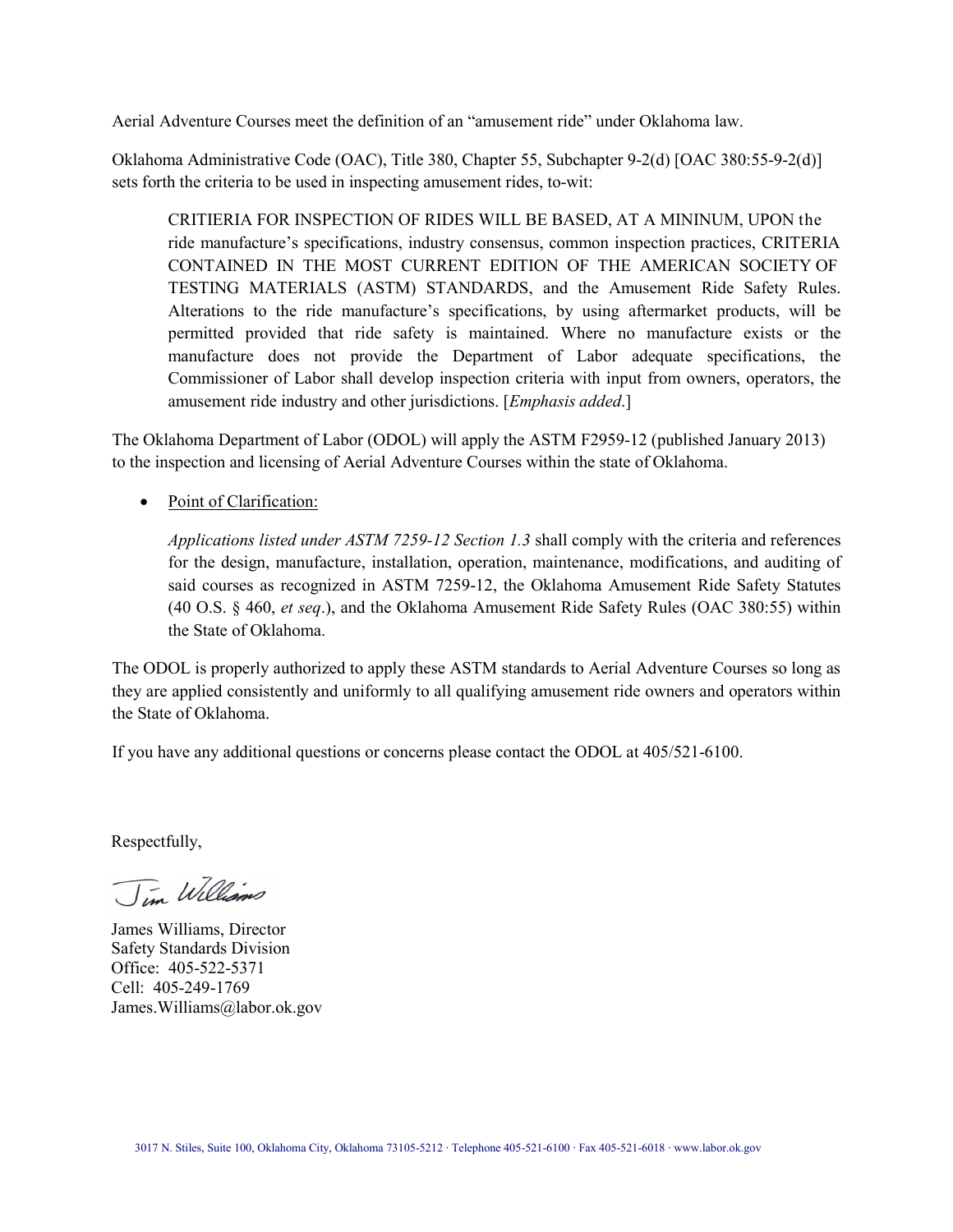Aerial Adventure Courses meet the definition of an "amusement ride" under Oklahoma law.

Oklahoma Administrative Code (OAC), Title 380, Chapter 55, Subchapter 9-2(d) [OAC 380:55-9-2(d)] sets forth the criteria to be used in inspecting amusement rides, to-wit:

> CRITIERIA FOR INSPECTION OF RIDES WILL BE BASED, AT A MININUM, UPON the ride manufacture's specifications, industry consensus, common inspection practices, CRITERIA CONTAINED IN THE MOST CURRENT EDITION OF THE AMERICAN SOCIETY OF TESTING MATERIALS (ASTM) STANDARDS, and the Amusement Ride Safety Rules. Alterations to the ride manufacture's specifications, by using aftermarket products, will be permitted provided that ride safety is maintained. Where no manufacture exists or the manufacture does not provide the Department of Labor adequate specifications, the Commissioner of Labor shall develop inspection criteria with input from owners, operators, the amusement ride industry and other jurisdictions. [*Emphasis added*.]

The Oklahoma Department of Labor (ODOL) will apply the ASTM F2959-12 (published January 2013) to the inspection and licensing of Aerial Adventure Courses within the state of Oklahoma.

- <u>Point of Clarification:</u>

  *Applications listed under ASTM 7259-12 Section 1.3* shall comply with the criteria and references for the design, manufacture, installation, operation, maintenance, modifications, and auditing of said courses as recognized in ASTM 7259-12, the Oklahoma Amusement Ride Safety Statutes (40 O.S. § 460, *et seq*.), and the Oklahoma Amusement Ride Safety Rules (OAC 380:55) within the State of Oklahoma.

The ODOL is properly authorized to apply these ASTM standards to Aerial Adventure Courses so long as they are applied consistently and uniformly to all qualifying amusement ride owners and operators within the State of Oklahoma.

If you have any additional questions or concerns please contact the ODOL at 405/521-6100.

Respectfully,

Jim Williams

James Williams, Director
Safety Standards Division
Office: 405-522-5371
Cell: 405-249-1769
James.Williams@labor.ok.gov

3017 N. Stiles, Suite 100, Oklahoma City, Oklahoma 73105-5212 · Telephone 405-521-6100 · Fax 405-521-6018 · www.labor.ok.gov